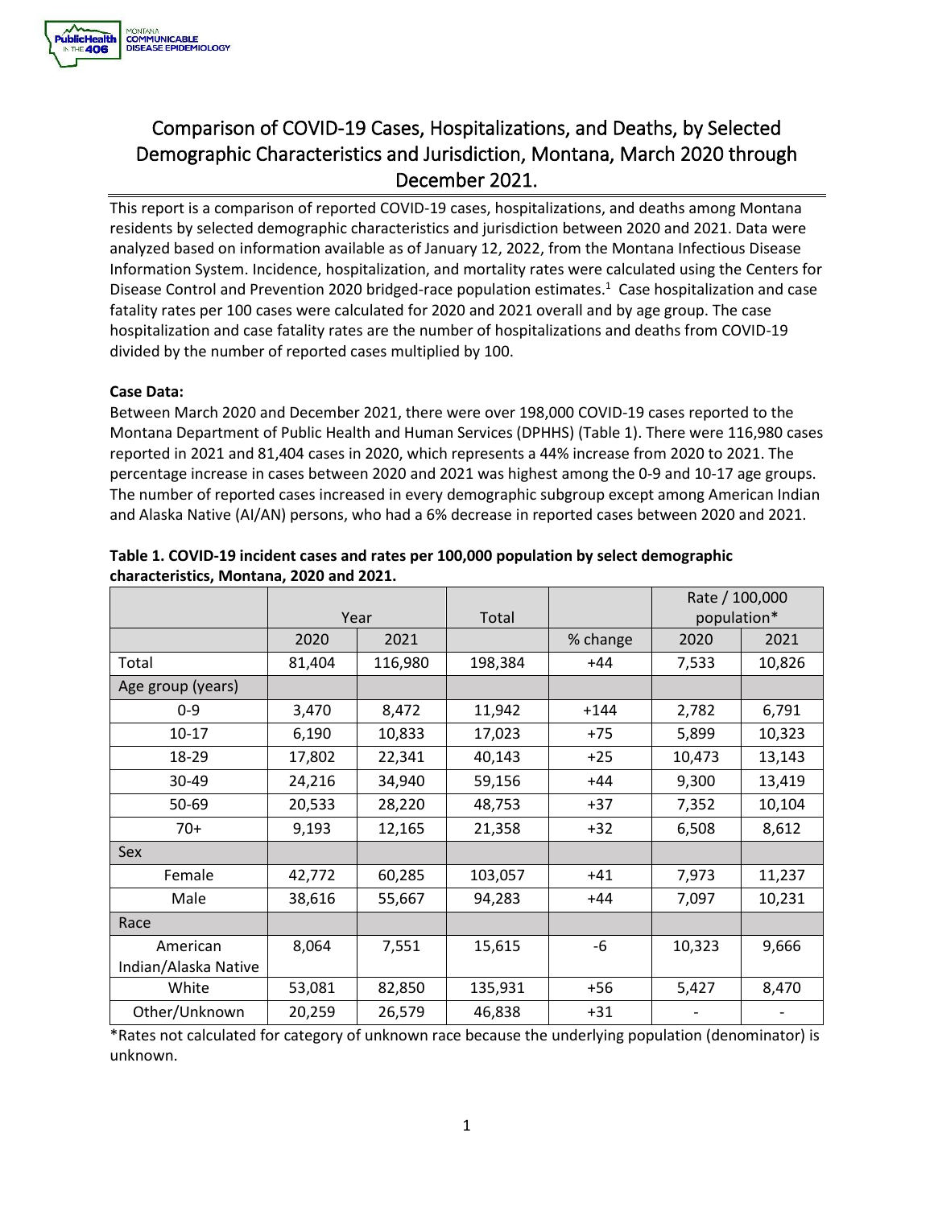# Comparison of COVID-19 Cases, Hospitalizations, and Deaths, by Selected Demographic Characteristics and Jurisdiction, Montana, March 2020 through December 2021.

This report is a comparison of reported COVID-19 cases, hospitalizations, and deaths among Montana residents by selected demographic characteristics and jurisdiction between 2020 and 2021. Data were analyzed based on information available as of January 12, 2022, from the Montana Infectious Disease Information System. Incidence, hospitalization, and mortality rates were calculated using the Centers for Disease Control and Prevention 2020 bridged-race population estimates.[1] Case hospitalization and case fatality rates per 100 cases were calculated for 2020 and 2021 overall and by age group. The case hospitalization and case fatality rates are the number of hospitalizations and deaths from COVID-19 divided by the number of reported cases multiplied by 100.

**Case Data:**

Between March 2020 and December 2021, there were over 198,000 COVID-19 cases reported to the Montana Department of Public Health and Human Services (DPHHS) (Table 1). There were 116,980 cases reported in 2021 and 81,404 cases in 2020, which represents a 44% increase from 2020 to 2021. The percentage increase in cases between 2020 and 2021 was highest among the 0-9 and 10-17 age groups. The number of reported cases increased in every demographic subgroup except among American Indian and Alaska Native (AI/AN) persons, who had a 6% decrease in reported cases between 2020 and 2021.

**Table 1. COVID-19 incident cases and rates per 100,000 population by select demographic characteristics, Montana, 2020 and 2021.**

| | Year | | Total | | Rate / 100,000 population* | |
|---|---|---|---|---|---|---|
| | 2020 | 2021 | | % change | 2020 | 2021 |
| Total | 81,404 | 116,980 | 198,384 | +44 | 7,533 | 10,826 |
| Age group (years) | | | | | | |
| 0-9 | 3,470 | 8,472 | 11,942 | +144 | 2,782 | 6,791 |
| 10-17 | 6,190 | 10,833 | 17,023 | +75 | 5,899 | 10,323 |
| 18-29 | 17,802 | 22,341 | 40,143 | +25 | 10,473 | 13,143 |
| 30-49 | 24,216 | 34,940 | 59,156 | +44 | 9,300 | 13,419 |
| 50-69 | 20,533 | 28,220 | 48,753 | +37 | 7,352 | 10,104 |
| 70+ | 9,193 | 12,165 | 21,358 | +32 | 6,508 | 8,612 |
| Sex | | | | | | |
| Female | 42,772 | 60,285 | 103,057 | +41 | 7,973 | 11,237 |
| Male | 38,616 | 55,667 | 94,283 | +44 | 7,097 | 10,231 |
| Race | | | | | | |
| American Indian/Alaska Native | 8,064 | 7,551 | 15,615 | -6 | 10,323 | 9,666 |
| White | 53,081 | 82,850 | 135,931 | +56 | 5,427 | 8,470 |
| Other/Unknown | 20,259 | 26,579 | 46,838 | +31 | - | - |

*Rates not calculated for category of unknown race because the underlying population (denominator) is unknown.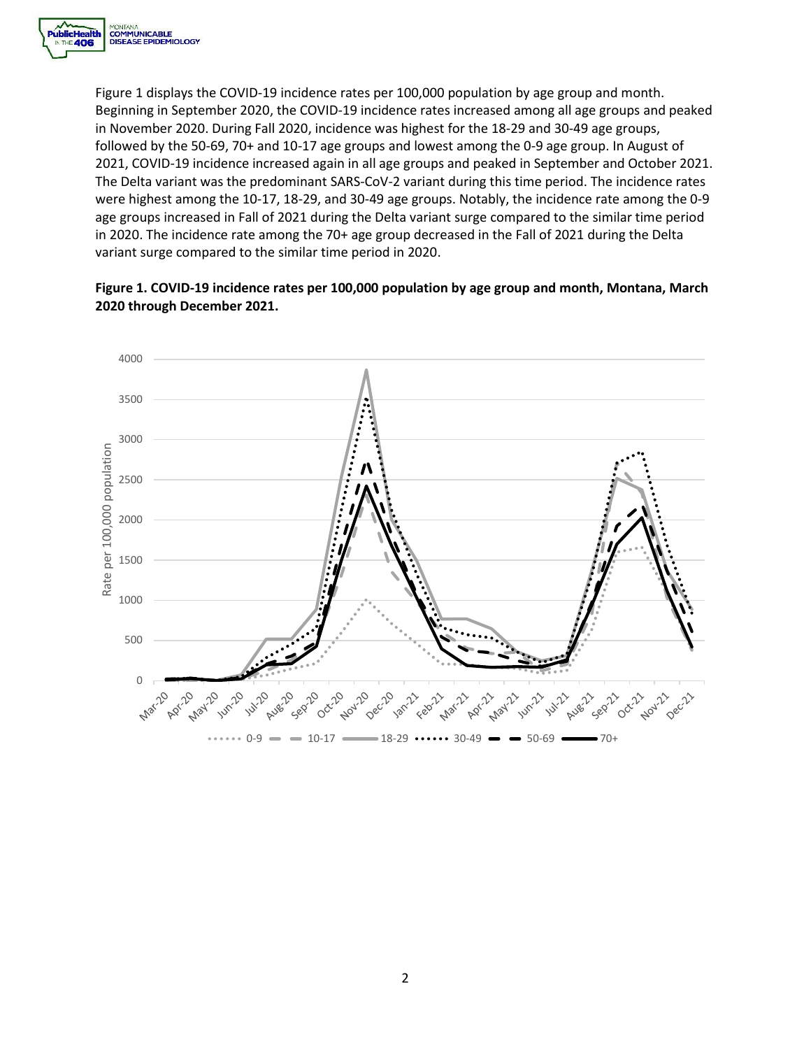Figure 1 displays the COVID-19 incidence rates per 100,000 population by age group and month. Beginning in September 2020, the COVID-19 incidence rates increased among all age groups and peaked in November 2020. During Fall 2020, incidence was highest for the 18-29 and 30-49 age groups, followed by the 50-69, 70+ and 10-17 age groups and lowest among the 0-9 age group. In August of 2021, COVID-19 incidence increased again in all age groups and peaked in September and October 2021. The Delta variant was the predominant SARS-CoV-2 variant during this time period. The incidence rates were highest among the 10-17, 18-29, and 30-49 age groups. Notably, the incidence rate among the 0-9 age groups increased in Fall of 2021 during the Delta variant surge compared to the similar time period in 2020. The incidence rate among the 70+ age group decreased in the Fall of 2021 during the Delta variant surge compared to the similar time period in 2020.

**Figure 1. COVID-19 incidence rates per 100,000 population by age group and month, Montana, March 2020 through December 2021.**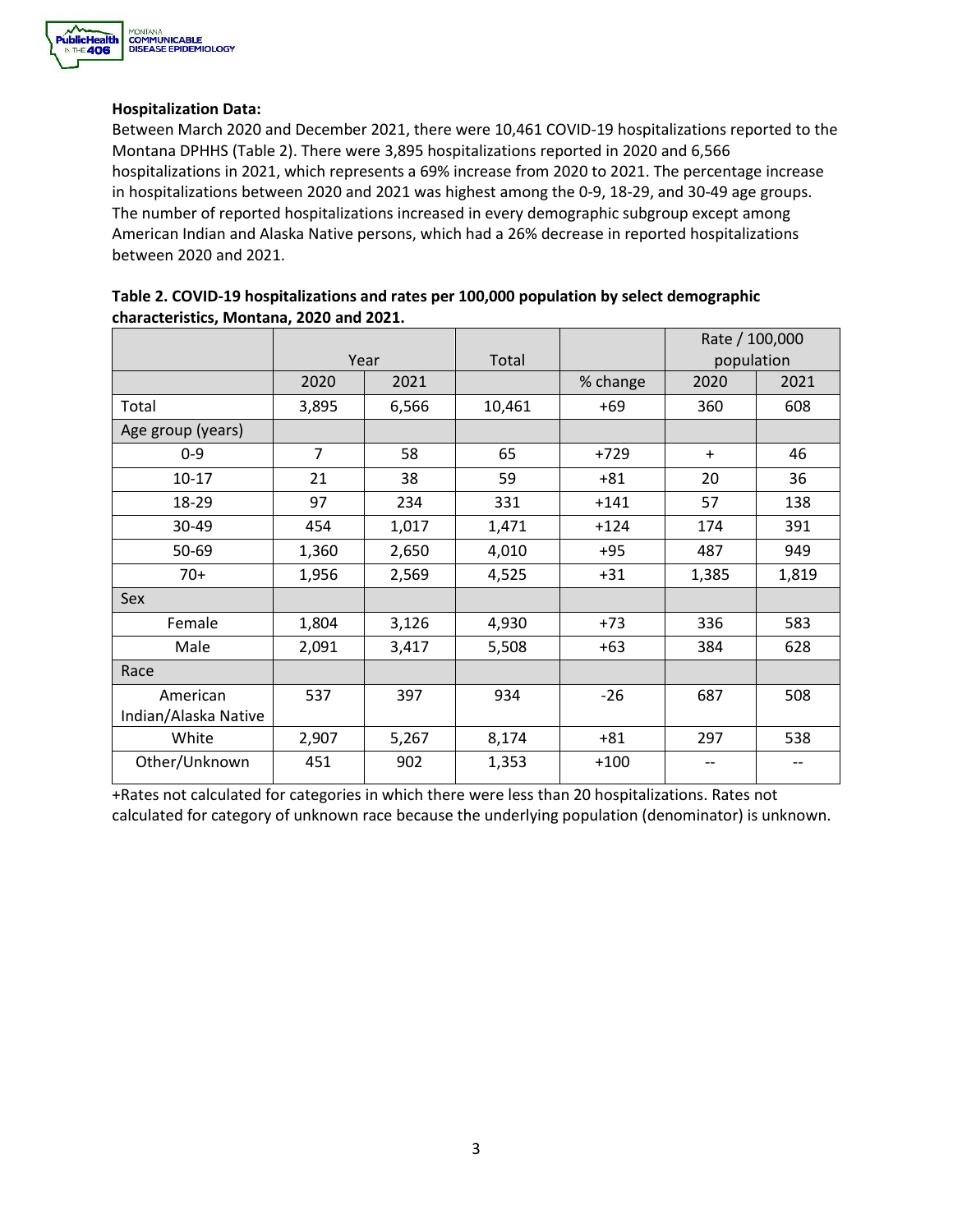**Hospitalization Data:**

Between March 2020 and December 2021, there were 10,461 COVID-19 hospitalizations reported to the Montana DPHHS (Table 2). There were 3,895 hospitalizations reported in 2020 and 6,566 hospitalizations in 2021, which represents a 69% increase from 2020 to 2021. The percentage increase in hospitalizations between 2020 and 2021 was highest among the 0-9, 18-29, and 30-49 age groups. The number of reported hospitalizations increased in every demographic subgroup except among American Indian and Alaska Native persons, which had a 26% decrease in reported hospitalizations between 2020 and 2021.

**Table 2. COVID-19 hospitalizations and rates per 100,000 population by select demographic characteristics, Montana, 2020 and 2021.**

| | Year | | Total | | Rate / 100,000 population | |
|---|---|---|---|---|---|---|
| | 2020 | 2021 | | % change | 2020 | 2021 |
| Total | 3,895 | 6,566 | 10,461 | +69 | 360 | 608 |
| Age group (years) | | | | | | |
| 0-9 | 7 | 58 | 65 | +729 | + | 46 |
| 10-17 | 21 | 38 | 59 | +81 | 20 | 36 |
| 18-29 | 97 | 234 | 331 | +141 | 57 | 138 |
| 30-49 | 454 | 1,017 | 1,471 | +124 | 174 | 391 |
| 50-69 | 1,360 | 2,650 | 4,010 | +95 | 487 | 949 |
| 70+ | 1,956 | 2,569 | 4,525 | +31 | 1,385 | 1,819 |
| Sex | | | | | | |
| Female | 1,804 | 3,126 | 4,930 | +73 | 336 | 583 |
| Male | 2,091 | 3,417 | 5,508 | +63 | 384 | 628 |
| Race | | | | | | |
| American Indian/Alaska Native | 537 | 397 | 934 | -26 | 687 | 508 |
| White | 2,907 | 5,267 | 8,174 | +81 | 297 | 538 |
| Other/Unknown | 451 | 902 | 1,353 | +100 | -- | -- |

+Rates not calculated for categories in which there were less than 20 hospitalizations. Rates not calculated for category of unknown race because the underlying population (denominator) is unknown.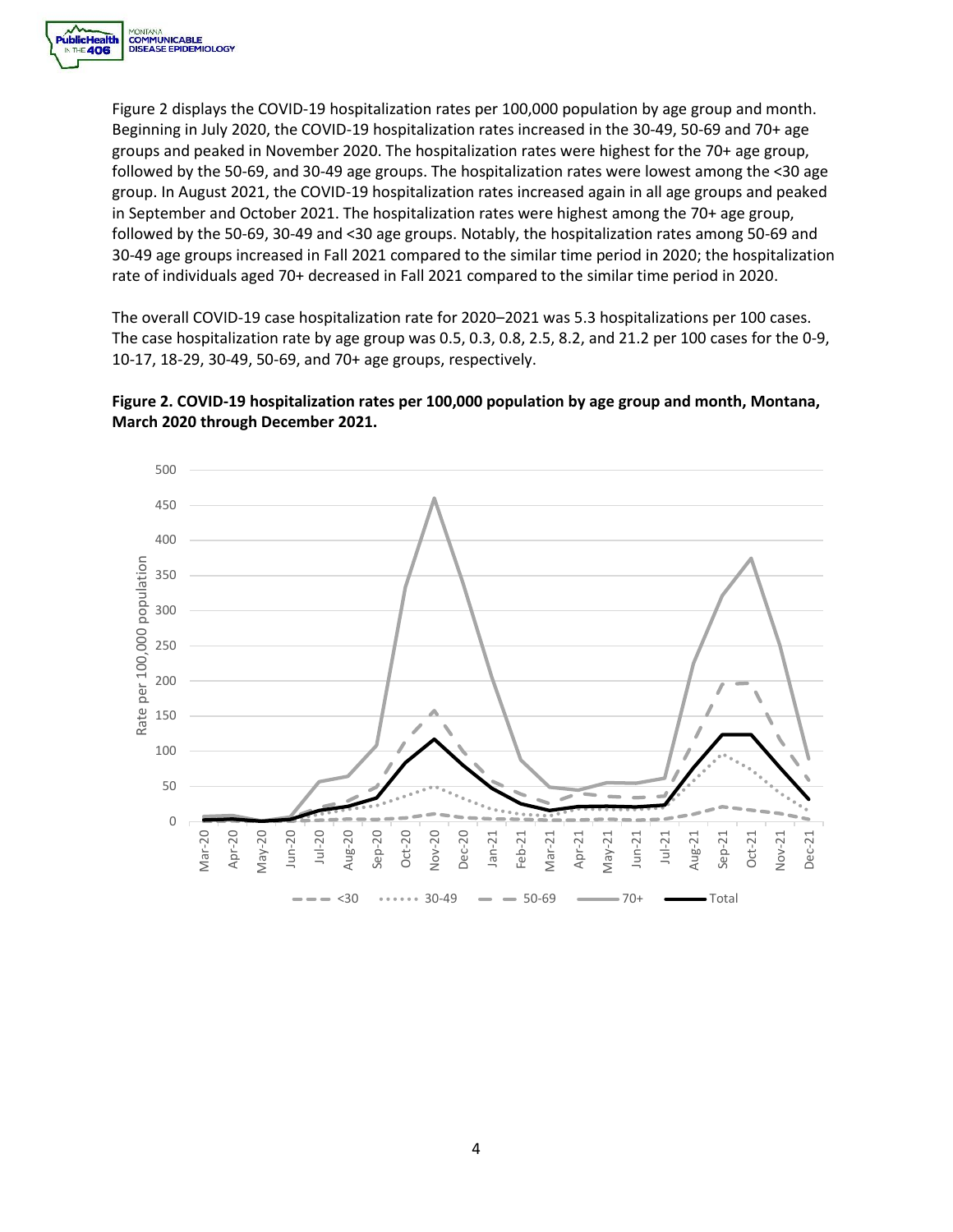Figure 2 displays the COVID-19 hospitalization rates per 100,000 population by age group and month. Beginning in July 2020, the COVID-19 hospitalization rates increased in the 30-49, 50-69 and 70+ age groups and peaked in November 2020. The hospitalization rates were highest for the 70+ age group, followed by the 50-69, and 30-49 age groups. The hospitalization rates were lowest among the <30 age group. In August 2021, the COVID-19 hospitalization rates increased again in all age groups and peaked in September and October 2021. The hospitalization rates were highest among the 70+ age group, followed by the 50-69, 30-49 and <30 age groups. Notably, the hospitalization rates among 50-69 and 30-49 age groups increased in Fall 2021 compared to the similar time period in 2020; the hospitalization rate of individuals aged 70+ decreased in Fall 2021 compared to the similar time period in 2020.

The overall COVID-19 case hospitalization rate for 2020–2021 was 5.3 hospitalizations per 100 cases. The case hospitalization rate by age group was 0.5, 0.3, 0.8, 2.5, 8.2, and 21.2 per 100 cases for the 0-9, 10-17, 18-29, 30-49, 50-69, and 70+ age groups, respectively.

**Figure 2. COVID-19 hospitalization rates per 100,000 population by age group and month, Montana, March 2020 through December 2021.**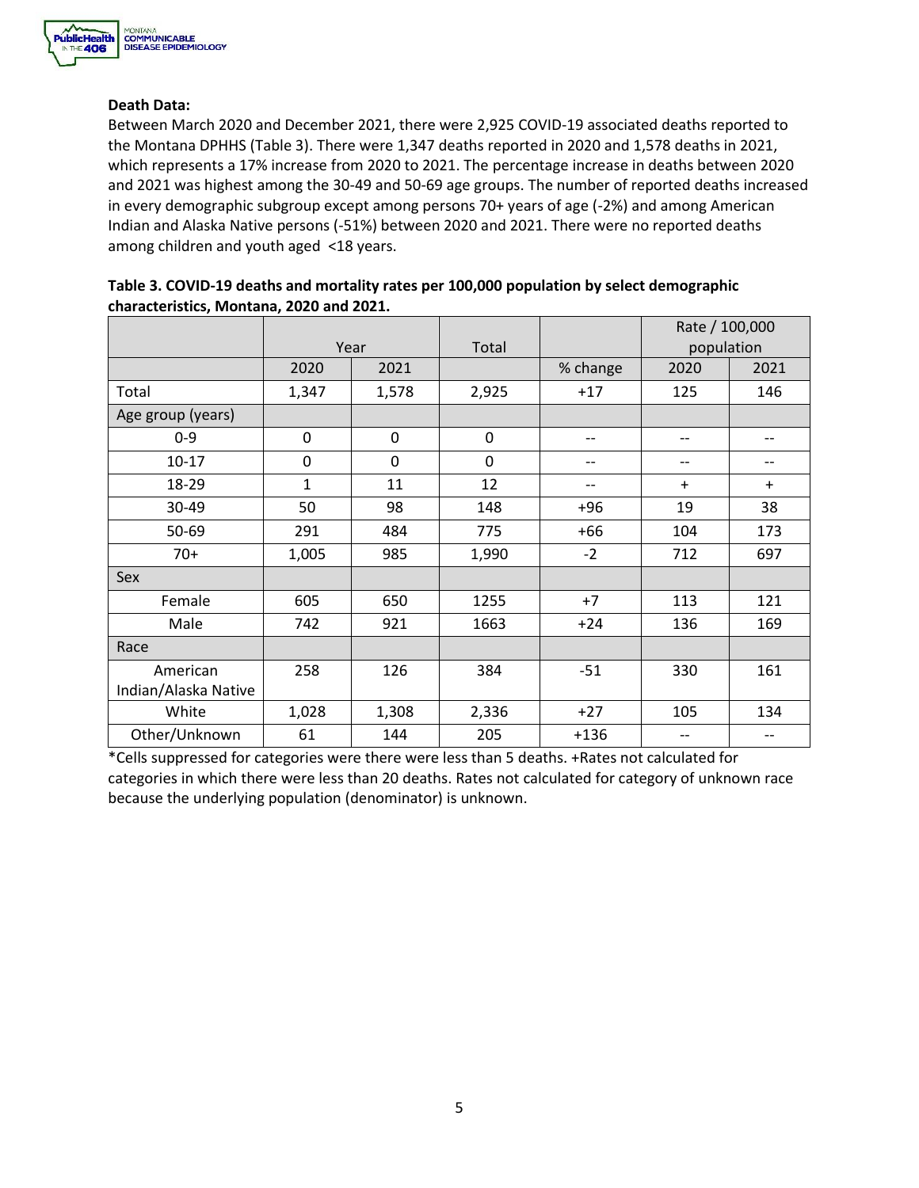**Death Data:**

Between March 2020 and December 2021, there were 2,925 COVID-19 associated deaths reported to the Montana DPHHS (Table 3). There were 1,347 deaths reported in 2020 and 1,578 deaths in 2021, which represents a 17% increase from 2020 to 2021. The percentage increase in deaths between 2020 and 2021 was highest among the 30-49 and 50-69 age groups. The number of reported deaths increased in every demographic subgroup except among persons 70+ years of age (-2%) and among American Indian and Alaska Native persons (-51%) between 2020 and 2021. There were no reported deaths among children and youth aged <18 years.

**Table 3. COVID-19 deaths and mortality rates per 100,000 population by select demographic characteristics, Montana, 2020 and 2021.**

| | Year | | Total | | Rate / 100,000 population | |
|---|---|---|---|---|---|---|
| | 2020 | 2021 | | % change | 2020 | 2021 |
| Total | 1,347 | 1,578 | 2,925 | +17 | 125 | 146 |
| Age group (years) | | | | | | |
| 0-9 | 0 | 0 | 0 | -- | -- | -- |
| 10-17 | 0 | 0 | 0 | -- | -- | -- |
| 18-29 | 1 | 11 | 12 | -- | + | + |
| 30-49 | 50 | 98 | 148 | +96 | 19 | 38 |
| 50-69 | 291 | 484 | 775 | +66 | 104 | 173 |
| 70+ | 1,005 | 985 | 1,990 | -2 | 712 | 697 |
| Sex | | | | | | |
| Female | 605 | 650 | 1255 | +7 | 113 | 121 |
| Male | 742 | 921 | 1663 | +24 | 136 | 169 |
| Race | | | | | | |
| American Indian/Alaska Native | 258 | 126 | 384 | -51 | 330 | 161 |
| White | 1,028 | 1,308 | 2,336 | +27 | 105 | 134 |
| Other/Unknown | 61 | 144 | 205 | +136 | -- | -- |

*Cells suppressed for categories were there were less than 5 deaths. +Rates not calculated for categories in which there were less than 20 deaths. Rates not calculated for category of unknown race because the underlying population (denominator) is unknown.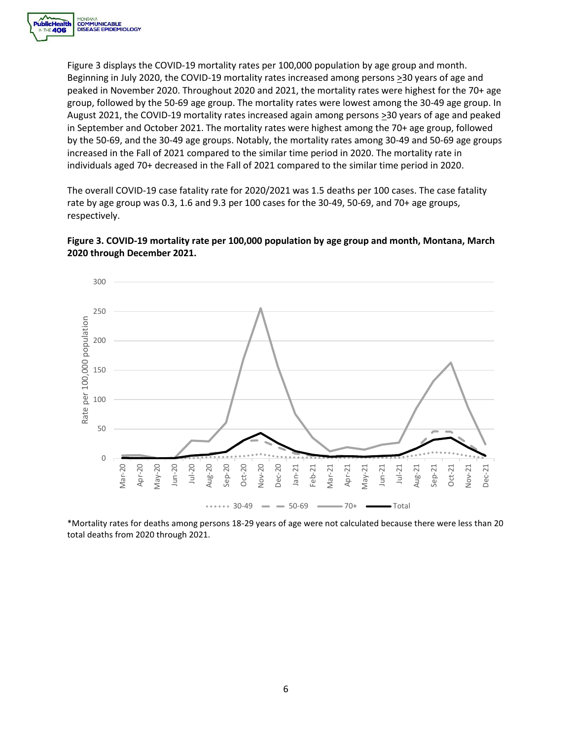Figure 3 displays the COVID-19 mortality rates per 100,000 population by age group and month. Beginning in July 2020, the COVID-19 mortality rates increased among persons >30 years of age and peaked in November 2020. Throughout 2020 and 2021, the mortality rates were highest for the 70+ age group, followed by the 50-69 age group. The mortality rates were lowest among the 30-49 age group. In August 2021, the COVID-19 mortality rates increased again among persons >30 years of age and peaked in September and October 2021. The mortality rates were highest among the 70+ age group, followed by the 50-69, and the 30-49 age groups. Notably, the mortality rates among 30-49 and 50-69 age groups increased in the Fall of 2021 compared to the similar time period in 2020. The mortality rate in individuals aged 70+ decreased in the Fall of 2021 compared to the similar time period in 2020.

The overall COVID-19 case fatality rate for 2020/2021 was 1.5 deaths per 100 cases. The case fatality rate by age group was 0.3, 1.6 and 9.3 per 100 cases for the 30-49, 50-69, and 70+ age groups, respectively.

**Figure 3. COVID-19 mortality rate per 100,000 population by age group and month, Montana, March 2020 through December 2021.**

*Mortality rates for deaths among persons 18-29 years of age were not calculated because there were less than 20 total deaths from 2020 through 2021.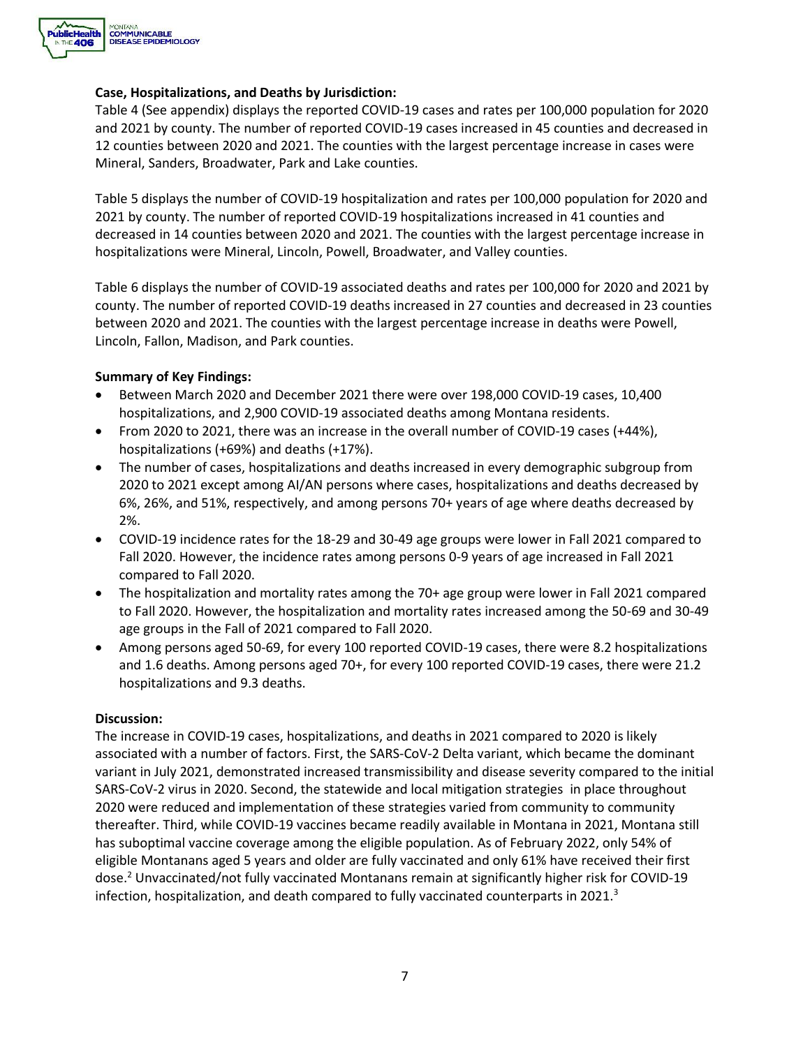**Case, Hospitalizations, and Deaths by Jurisdiction:**

Table 4 (See appendix) displays the reported COVID-19 cases and rates per 100,000 population for 2020 and 2021 by county. The number of reported COVID-19 cases increased in 45 counties and decreased in 12 counties between 2020 and 2021. The counties with the largest percentage increase in cases were Mineral, Sanders, Broadwater, Park and Lake counties.

Table 5 displays the number of COVID-19 hospitalization and rates per 100,000 population for 2020 and 2021 by county. The number of reported COVID-19 hospitalizations increased in 41 counties and decreased in 14 counties between 2020 and 2021. The counties with the largest percentage increase in hospitalizations were Mineral, Lincoln, Powell, Broadwater, and Valley counties.

Table 6 displays the number of COVID-19 associated deaths and rates per 100,000 for 2020 and 2021 by county. The number of reported COVID-19 deaths increased in 27 counties and decreased in 23 counties between 2020 and 2021. The counties with the largest percentage increase in deaths were Powell, Lincoln, Fallon, Madison, and Park counties.

**Summary of Key Findings:**

- Between March 2020 and December 2021 there were over 198,000 COVID-19 cases, 10,400 hospitalizations, and 2,900 COVID-19 associated deaths among Montana residents.
- From 2020 to 2021, there was an increase in the overall number of COVID-19 cases (+44%), hospitalizations (+69%) and deaths (+17%).
- The number of cases, hospitalizations and deaths increased in every demographic subgroup from 2020 to 2021 except among AI/AN persons where cases, hospitalizations and deaths decreased by 6%, 26%, and 51%, respectively, and among persons 70+ years of age where deaths decreased by 2%.
- COVID-19 incidence rates for the 18-29 and 30-49 age groups were lower in Fall 2021 compared to Fall 2020. However, the incidence rates among persons 0-9 years of age increased in Fall 2021 compared to Fall 2020.
- The hospitalization and mortality rates among the 70+ age group were lower in Fall 2021 compared to Fall 2020. However, the hospitalization and mortality rates increased among the 50-69 and 30-49 age groups in the Fall of 2021 compared to Fall 2020.
- Among persons aged 50-69, for every 100 reported COVID-19 cases, there were 8.2 hospitalizations and 1.6 deaths. Among persons aged 70+, for every 100 reported COVID-19 cases, there were 21.2 hospitalizations and 9.3 deaths.

**Discussion:**

The increase in COVID-19 cases, hospitalizations, and deaths in 2021 compared to 2020 is likely associated with a number of factors. First, the SARS-CoV-2 Delta variant, which became the dominant variant in July 2021, demonstrated increased transmissibility and disease severity compared to the initial SARS-CoV-2 virus in 2020. Second, the statewide and local mitigation strategies in place throughout 2020 were reduced and implementation of these strategies varied from community to community thereafter. Third, while COVID-19 vaccines became readily available in Montana in 2021, Montana still has suboptimal vaccine coverage among the eligible population. As of February 2022, only 54% of eligible Montanans aged 5 years and older are fully vaccinated and only 61% have received their first dose.[2] Unvaccinated/not fully vaccinated Montanans remain at significantly higher risk for COVID-19 infection, hospitalization, and death compared to fully vaccinated counterparts in 2021.[3]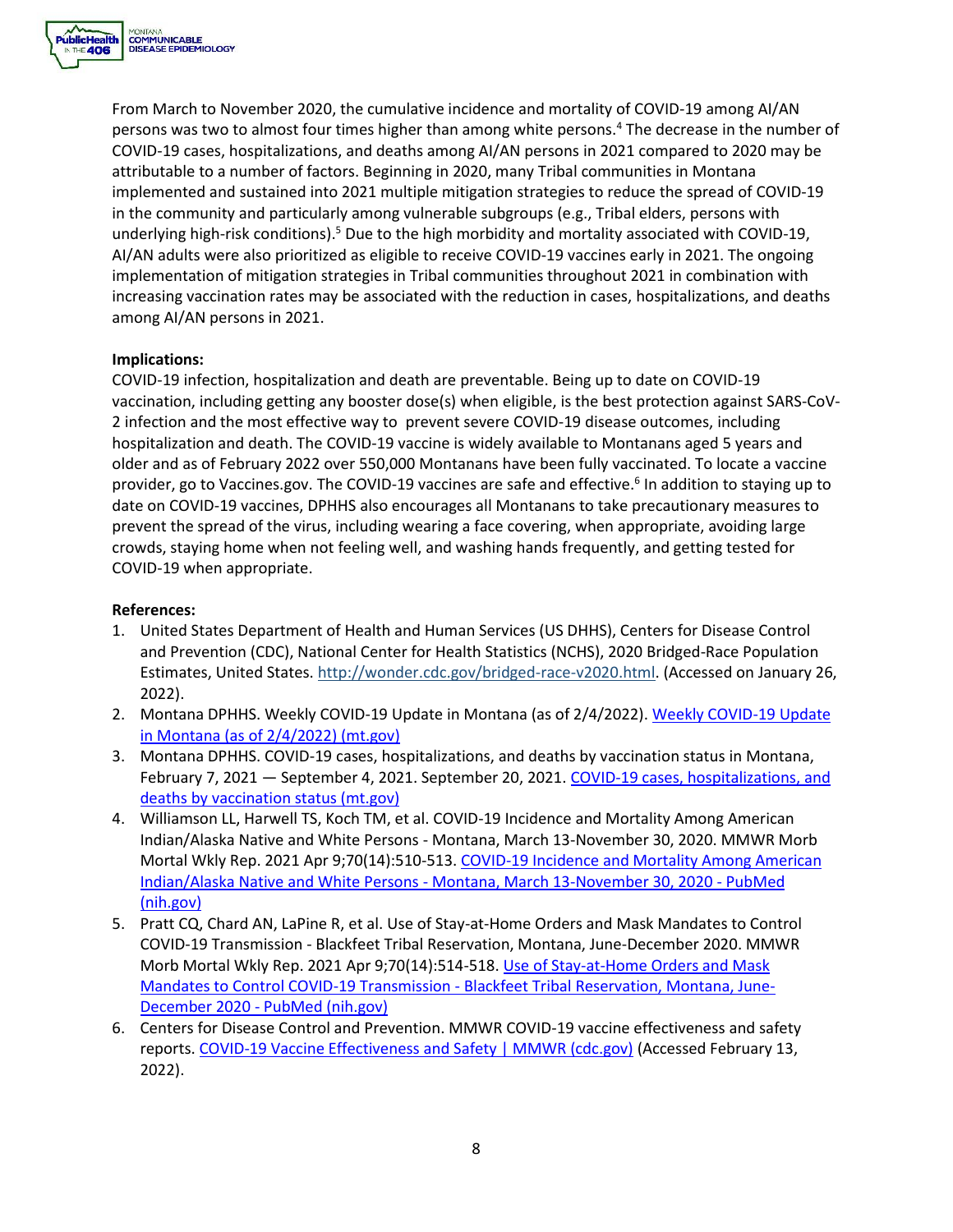From March to November 2020, the cumulative incidence and mortality of COVID-19 among AI/AN persons was two to almost four times higher than among white persons.[4] The decrease in the number of COVID-19 cases, hospitalizations, and deaths among AI/AN persons in 2021 compared to 2020 may be attributable to a number of factors. Beginning in 2020, many Tribal communities in Montana implemented and sustained into 2021 multiple mitigation strategies to reduce the spread of COVID-19 in the community and particularly among vulnerable subgroups (e.g., Tribal elders, persons with underlying high-risk conditions).[5] Due to the high morbidity and mortality associated with COVID-19, AI/AN adults were also prioritized as eligible to receive COVID-19 vaccines early in 2021. The ongoing implementation of mitigation strategies in Tribal communities throughout 2021 in combination with increasing vaccination rates may be associated with the reduction in cases, hospitalizations, and deaths among AI/AN persons in 2021.

**Implications:**
COVID-19 infection, hospitalization and death are preventable. Being up to date on COVID-19 vaccination, including getting any booster dose(s) when eligible, is the best protection against SARS-CoV-2 infection and the most effective way to prevent severe COVID-19 disease outcomes, including hospitalization and death. The COVID-19 vaccine is widely available to Montanans aged 5 years and older and as of February 2022 over 550,000 Montanans have been fully vaccinated. To locate a vaccine provider, go to Vaccines.gov. The COVID-19 vaccines are safe and effective.[6] In addition to staying up to date on COVID-19 vaccines, DPHHS also encourages all Montanans to take precautionary measures to prevent the spread of the virus, including wearing a face covering, when appropriate, avoiding large crowds, staying home when not feeling well, and washing hands frequently, and getting tested for COVID-19 when appropriate.

**References:**

1. United States Department of Health and Human Services (US DHHS), Centers for Disease Control and Prevention (CDC), National Center for Health Statistics (NCHS), 2020 Bridged-Race Population Estimates, United States. http://wonder.cdc.gov/bridged-race-v2020.html. (Accessed on January 26, 2022).
2. Montana DPHHS. Weekly COVID-19 Update in Montana (as of 2/4/2022). Weekly COVID-19 Update in Montana (as of 2/4/2022) (mt.gov)
3. Montana DPHHS. COVID-19 cases, hospitalizations, and deaths by vaccination status in Montana, February 7, 2021 — September 4, 2021. September 20, 2021. COVID-19 cases, hospitalizations, and deaths by vaccination status (mt.gov)
4. Williamson LL, Harwell TS, Koch TM, et al. COVID-19 Incidence and Mortality Among American Indian/Alaska Native and White Persons - Montana, March 13-November 30, 2020. MMWR Morb Mortal Wkly Rep. 2021 Apr 9;70(14):510-513. COVID-19 Incidence and Mortality Among American Indian/Alaska Native and White Persons - Montana, March 13-November 30, 2020 - PubMed (nih.gov)
5. Pratt CQ, Chard AN, LaPine R, et al. Use of Stay-at-Home Orders and Mask Mandates to Control COVID-19 Transmission - Blackfeet Tribal Reservation, Montana, June-December 2020. MMWR Morb Mortal Wkly Rep. 2021 Apr 9;70(14):514-518. Use of Stay-at-Home Orders and Mask Mandates to Control COVID-19 Transmission - Blackfeet Tribal Reservation, Montana, June-December 2020 - PubMed (nih.gov)
6. Centers for Disease Control and Prevention. MMWR COVID-19 vaccine effectiveness and safety reports. COVID-19 Vaccine Effectiveness and Safety | MMWR (cdc.gov) (Accessed February 13, 2022).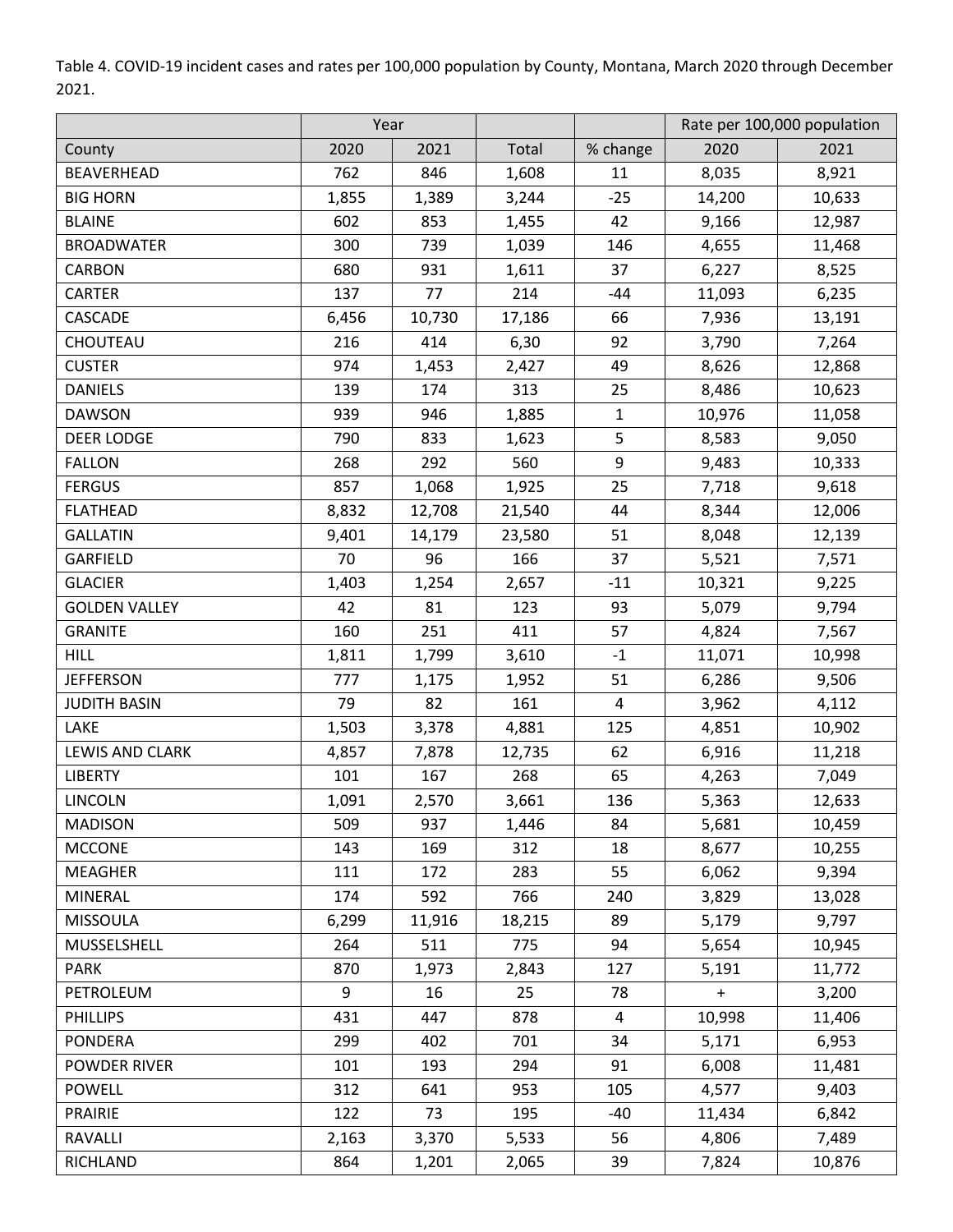Table 4. COVID-19 incident cases and rates per 100,000 population by County, Montana, March 2020 through December 2021.

| | Year | | | | Rate per 100,000 population | |
|---|---|---|---|---|---|---|
| County | 2020 | 2021 | Total | % change | 2020 | 2021 |
| BEAVERHEAD | 762 | 846 | 1,608 | 11 | 8,035 | 8,921 |
| BIG HORN | 1,855 | 1,389 | 3,244 | -25 | 14,200 | 10,633 |
| BLAINE | 602 | 853 | 1,455 | 42 | 9,166 | 12,987 |
| BROADWATER | 300 | 739 | 1,039 | 146 | 4,655 | 11,468 |
| CARBON | 680 | 931 | 1,611 | 37 | 6,227 | 8,525 |
| CARTER | 137 | 77 | 214 | -44 | 11,093 | 6,235 |
| CASCADE | 6,456 | 10,730 | 17,186 | 66 | 7,936 | 13,191 |
| CHOUTEAU | 216 | 414 | 6,30 | 92 | 3,790 | 7,264 |
| CUSTER | 974 | 1,453 | 2,427 | 49 | 8,626 | 12,868 |
| DANIELS | 139 | 174 | 313 | 25 | 8,486 | 10,623 |
| DAWSON | 939 | 946 | 1,885 | 1 | 10,976 | 11,058 |
| DEER LODGE | 790 | 833 | 1,623 | 5 | 8,583 | 9,050 |
| FALLON | 268 | 292 | 560 | 9 | 9,483 | 10,333 |
| FERGUS | 857 | 1,068 | 1,925 | 25 | 7,718 | 9,618 |
| FLATHEAD | 8,832 | 12,708 | 21,540 | 44 | 8,344 | 12,006 |
| GALLATIN | 9,401 | 14,179 | 23,580 | 51 | 8,048 | 12,139 |
| GARFIELD | 70 | 96 | 166 | 37 | 5,521 | 7,571 |
| GLACIER | 1,403 | 1,254 | 2,657 | -11 | 10,321 | 9,225 |
| GOLDEN VALLEY | 42 | 81 | 123 | 93 | 5,079 | 9,794 |
| GRANITE | 160 | 251 | 411 | 57 | 4,824 | 7,567 |
| HILL | 1,811 | 1,799 | 3,610 | -1 | 11,071 | 10,998 |
| JEFFERSON | 777 | 1,175 | 1,952 | 51 | 6,286 | 9,506 |
| JUDITH BASIN | 79 | 82 | 161 | 4 | 3,962 | 4,112 |
| LAKE | 1,503 | 3,378 | 4,881 | 125 | 4,851 | 10,902 |
| LEWIS AND CLARK | 4,857 | 7,878 | 12,735 | 62 | 6,916 | 11,218 |
| LIBERTY | 101 | 167 | 268 | 65 | 4,263 | 7,049 |
| LINCOLN | 1,091 | 2,570 | 3,661 | 136 | 5,363 | 12,633 |
| MADISON | 509 | 937 | 1,446 | 84 | 5,681 | 10,459 |
| MCCONE | 143 | 169 | 312 | 18 | 8,677 | 10,255 |
| MEAGHER | 111 | 172 | 283 | 55 | 6,062 | 9,394 |
| MINERAL | 174 | 592 | 766 | 240 | 3,829 | 13,028 |
| MISSOULA | 6,299 | 11,916 | 18,215 | 89 | 5,179 | 9,797 |
| MUSSELSHELL | 264 | 511 | 775 | 94 | 5,654 | 10,945 |
| PARK | 870 | 1,973 | 2,843 | 127 | 5,191 | 11,772 |
| PETROLEUM | 9 | 16 | 25 | 78 | + | 3,200 |
| PHILLIPS | 431 | 447 | 878 | 4 | 10,998 | 11,406 |
| PONDERA | 299 | 402 | 701 | 34 | 5,171 | 6,953 |
| POWDER RIVER | 101 | 193 | 294 | 91 | 6,008 | 11,481 |
| POWELL | 312 | 641 | 953 | 105 | 4,577 | 9,403 |
| PRAIRIE | 122 | 73 | 195 | -40 | 11,434 | 6,842 |
| RAVALLI | 2,163 | 3,370 | 5,533 | 56 | 4,806 | 7,489 |
| RICHLAND | 864 | 1,201 | 2,065 | 39 | 7,824 | 10,876 |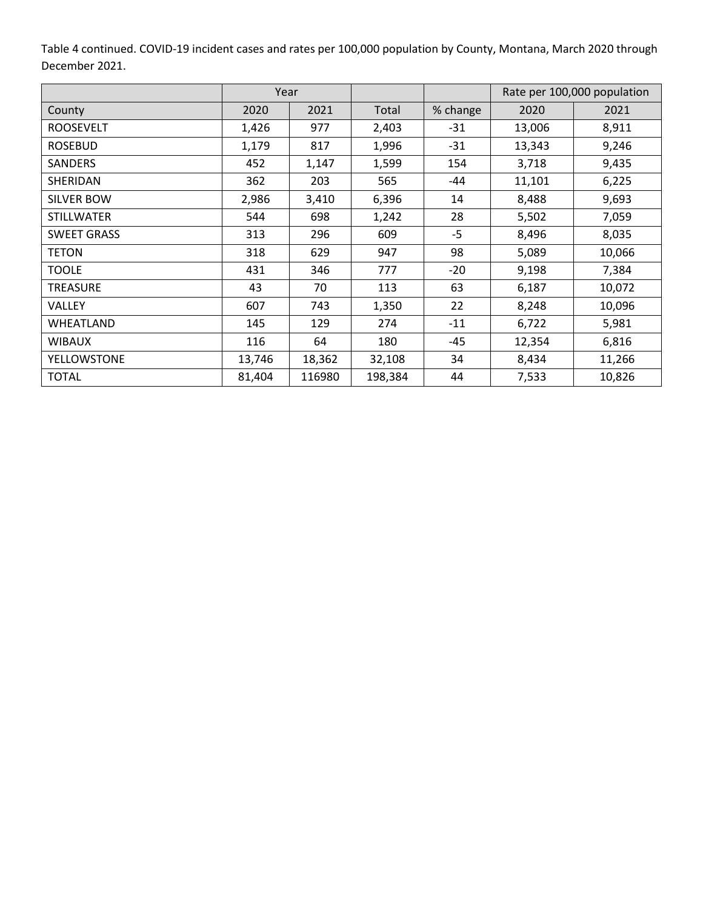Table 4 continued. COVID-19 incident cases and rates per 100,000 population by County, Montana, March 2020 through December 2021.

| | Year | | | | Rate per 100,000 population | |
|---|---|---|---|---|---|---|
| County | 2020 | 2021 | Total | % change | 2020 | 2021 |
| ROOSEVELT | 1,426 | 977 | 2,403 | -31 | 13,006 | 8,911 |
| ROSEBUD | 1,179 | 817 | 1,996 | -31 | 13,343 | 9,246 |
| SANDERS | 452 | 1,147 | 1,599 | 154 | 3,718 | 9,435 |
| SHERIDAN | 362 | 203 | 565 | -44 | 11,101 | 6,225 |
| SILVER BOW | 2,986 | 3,410 | 6,396 | 14 | 8,488 | 9,693 |
| STILLWATER | 544 | 698 | 1,242 | 28 | 5,502 | 7,059 |
| SWEET GRASS | 313 | 296 | 609 | -5 | 8,496 | 8,035 |
| TETON | 318 | 629 | 947 | 98 | 5,089 | 10,066 |
| TOOLE | 431 | 346 | 777 | -20 | 9,198 | 7,384 |
| TREASURE | 43 | 70 | 113 | 63 | 6,187 | 10,072 |
| VALLEY | 607 | 743 | 1,350 | 22 | 8,248 | 10,096 |
| WHEATLAND | 145 | 129 | 274 | -11 | 6,722 | 5,981 |
| WIBAUX | 116 | 64 | 180 | -45 | 12,354 | 6,816 |
| YELLOWSTONE | 13,746 | 18,362 | 32,108 | 34 | 8,434 | 11,266 |
| TOTAL | 81,404 | 116980 | 198,384 | 44 | 7,533 | 10,826 |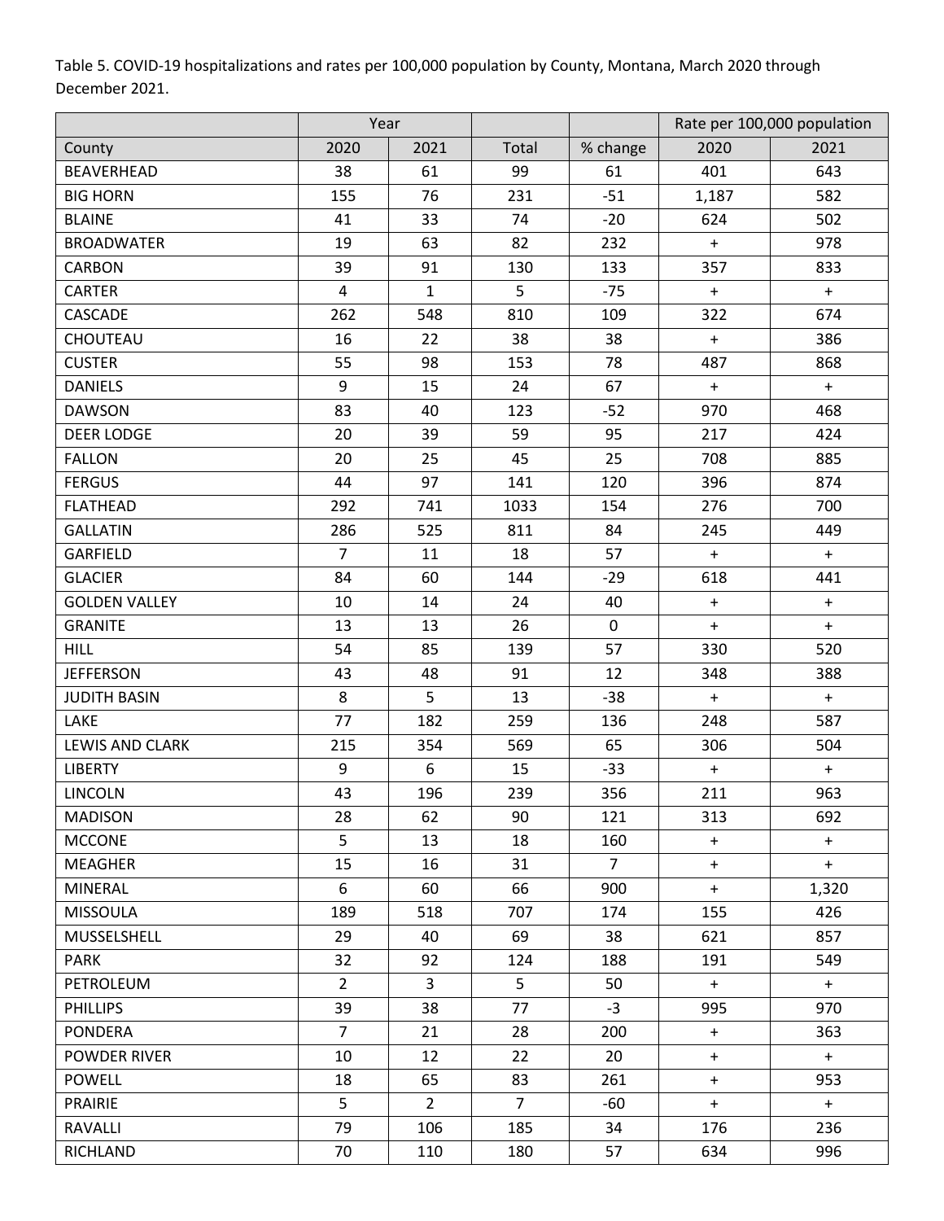Table 5. COVID-19 hospitalizations and rates per 100,000 population by County, Montana, March 2020 through December 2021.

| | Year | | | | Rate per 100,000 population | |
|---|---|---|---|---|---|---|
| County | 2020 | 2021 | Total | % change | 2020 | 2021 |
| BEAVERHEAD | 38 | 61 | 99 | 61 | 401 | 643 |
| BIG HORN | 155 | 76 | 231 | -51 | 1,187 | 582 |
| BLAINE | 41 | 33 | 74 | -20 | 624 | 502 |
| BROADWATER | 19 | 63 | 82 | 232 | + | 978 |
| CARBON | 39 | 91 | 130 | 133 | 357 | 833 |
| CARTER | 4 | 1 | 5 | -75 | + | + |
| CASCADE | 262 | 548 | 810 | 109 | 322 | 674 |
| CHOUTEAU | 16 | 22 | 38 | 38 | + | 386 |
| CUSTER | 55 | 98 | 153 | 78 | 487 | 868 |
| DANIELS | 9 | 15 | 24 | 67 | + | + |
| DAWSON | 83 | 40 | 123 | -52 | 970 | 468 |
| DEER LODGE | 20 | 39 | 59 | 95 | 217 | 424 |
| FALLON | 20 | 25 | 45 | 25 | 708 | 885 |
| FERGUS | 44 | 97 | 141 | 120 | 396 | 874 |
| FLATHEAD | 292 | 741 | 1033 | 154 | 276 | 700 |
| GALLATIN | 286 | 525 | 811 | 84 | 245 | 449 |
| GARFIELD | 7 | 11 | 18 | 57 | + | + |
| GLACIER | 84 | 60 | 144 | -29 | 618 | 441 |
| GOLDEN VALLEY | 10 | 14 | 24 | 40 | + | + |
| GRANITE | 13 | 13 | 26 | 0 | + | + |
| HILL | 54 | 85 | 139 | 57 | 330 | 520 |
| JEFFERSON | 43 | 48 | 91 | 12 | 348 | 388 |
| JUDITH BASIN | 8 | 5 | 13 | -38 | + | + |
| LAKE | 77 | 182 | 259 | 136 | 248 | 587 |
| LEWIS AND CLARK | 215 | 354 | 569 | 65 | 306 | 504 |
| LIBERTY | 9 | 6 | 15 | -33 | + | + |
| LINCOLN | 43 | 196 | 239 | 356 | 211 | 963 |
| MADISON | 28 | 62 | 90 | 121 | 313 | 692 |
| MCCONE | 5 | 13 | 18 | 160 | + | + |
| MEAGHER | 15 | 16 | 31 | 7 | + | + |
| MINERAL | 6 | 60 | 66 | 900 | + | 1,320 |
| MISSOULA | 189 | 518 | 707 | 174 | 155 | 426 |
| MUSSELSHELL | 29 | 40 | 69 | 38 | 621 | 857 |
| PARK | 32 | 92 | 124 | 188 | 191 | 549 |
| PETROLEUM | 2 | 3 | 5 | 50 | + | + |
| PHILLIPS | 39 | 38 | 77 | -3 | 995 | 970 |
| PONDERA | 7 | 21 | 28 | 200 | + | 363 |
| POWDER RIVER | 10 | 12 | 22 | 20 | + | + |
| POWELL | 18 | 65 | 83 | 261 | + | 953 |
| PRAIRIE | 5 | 2 | 7 | -60 | + | + |
| RAVALLI | 79 | 106 | 185 | 34 | 176 | 236 |
| RICHLAND | 70 | 110 | 180 | 57 | 634 | 996 |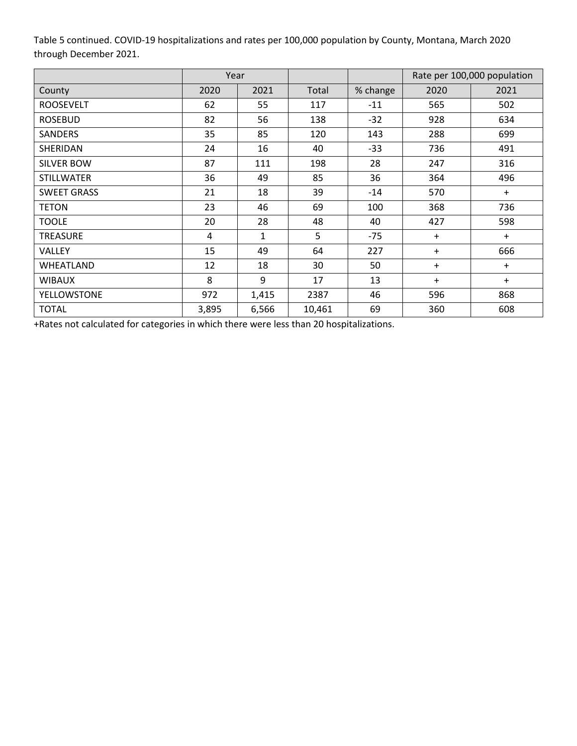Table 5 continued. COVID-19 hospitalizations and rates per 100,000 population by County, Montana, March 2020 through December 2021.

| | Year | | | | Rate per 100,000 population | |
|---|---|---|---|---|---|---|
| County | 2020 | 2021 | Total | % change | 2020 | 2021 |
| ROOSEVELT | 62 | 55 | 117 | -11 | 565 | 502 |
| ROSEBUD | 82 | 56 | 138 | -32 | 928 | 634 |
| SANDERS | 35 | 85 | 120 | 143 | 288 | 699 |
| SHERIDAN | 24 | 16 | 40 | -33 | 736 | 491 |
| SILVER BOW | 87 | 111 | 198 | 28 | 247 | 316 |
| STILLWATER | 36 | 49 | 85 | 36 | 364 | 496 |
| SWEET GRASS | 21 | 18 | 39 | -14 | 570 | + |
| TETON | 23 | 46 | 69 | 100 | 368 | 736 |
| TOOLE | 20 | 28 | 48 | 40 | 427 | 598 |
| TREASURE | 4 | 1 | 5 | -75 | + | + |
| VALLEY | 15 | 49 | 64 | 227 | + | 666 |
| WHEATLAND | 12 | 18 | 30 | 50 | + | + |
| WIBAUX | 8 | 9 | 17 | 13 | + | + |
| YELLOWSTONE | 972 | 1,415 | 2387 | 46 | 596 | 868 |
| TOTAL | 3,895 | 6,566 | 10,461 | 69 | 360 | 608 |

+Rates not calculated for categories in which there were less than 20 hospitalizations.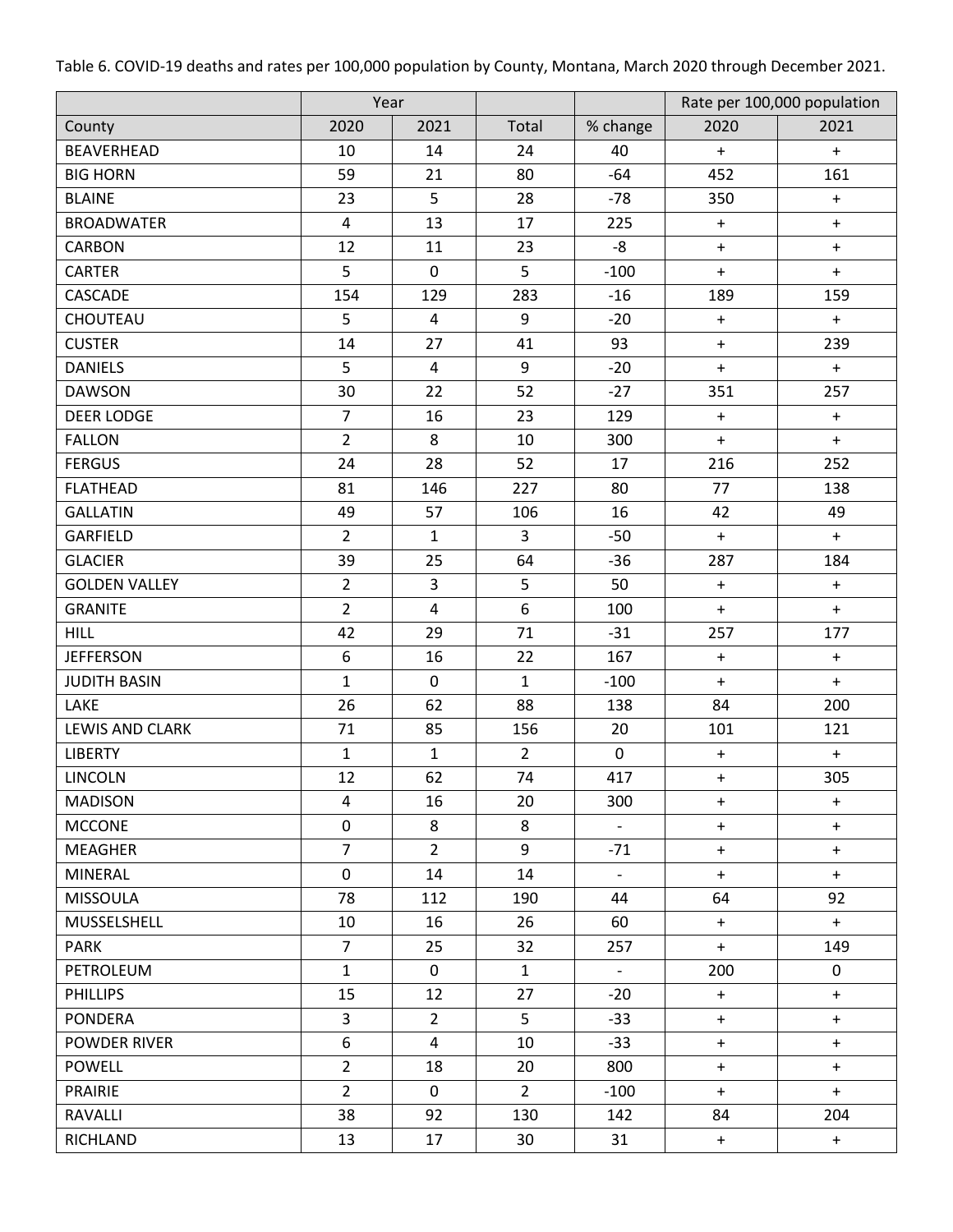Table 6. COVID-19 deaths and rates per 100,000 population by County, Montana, March 2020 through December 2021.

| | Year | | | | Rate per 100,000 population | |
|---|---|---|---|---|---|---|
| County | 2020 | 2021 | Total | % change | 2020 | 2021 |
| BEAVERHEAD | 10 | 14 | 24 | 40 | + | + |
| BIG HORN | 59 | 21 | 80 | -64 | 452 | 161 |
| BLAINE | 23 | 5 | 28 | -78 | 350 | + |
| BROADWATER | 4 | 13 | 17 | 225 | + | + |
| CARBON | 12 | 11 | 23 | -8 | + | + |
| CARTER | 5 | 0 | 5 | -100 | + | + |
| CASCADE | 154 | 129 | 283 | -16 | 189 | 159 |
| CHOUTEAU | 5 | 4 | 9 | -20 | + | + |
| CUSTER | 14 | 27 | 41 | 93 | + | 239 |
| DANIELS | 5 | 4 | 9 | -20 | + | + |
| DAWSON | 30 | 22 | 52 | -27 | 351 | 257 |
| DEER LODGE | 7 | 16 | 23 | 129 | + | + |
| FALLON | 2 | 8 | 10 | 300 | + | + |
| FERGUS | 24 | 28 | 52 | 17 | 216 | 252 |
| FLATHEAD | 81 | 146 | 227 | 80 | 77 | 138 |
| GALLATIN | 49 | 57 | 106 | 16 | 42 | 49 |
| GARFIELD | 2 | 1 | 3 | -50 | + | + |
| GLACIER | 39 | 25 | 64 | -36 | 287 | 184 |
| GOLDEN VALLEY | 2 | 3 | 5 | 50 | + | + |
| GRANITE | 2 | 4 | 6 | 100 | + | + |
| HILL | 42 | 29 | 71 | -31 | 257 | 177 |
| JEFFERSON | 6 | 16 | 22 | 167 | + | + |
| JUDITH BASIN | 1 | 0 | 1 | -100 | + | + |
| LAKE | 26 | 62 | 88 | 138 | 84 | 200 |
| LEWIS AND CLARK | 71 | 85 | 156 | 20 | 101 | 121 |
| LIBERTY | 1 | 1 | 2 | 0 | + | + |
| LINCOLN | 12 | 62 | 74 | 417 | + | 305 |
| MADISON | 4 | 16 | 20 | 300 | + | + |
| MCCONE | 0 | 8 | 8 | - | + | + |
| MEAGHER | 7 | 2 | 9 | -71 | + | + |
| MINERAL | 0 | 14 | 14 | - | + | + |
| MISSOULA | 78 | 112 | 190 | 44 | 64 | 92 |
| MUSSELSHELL | 10 | 16 | 26 | 60 | + | + |
| PARK | 7 | 25 | 32 | 257 | + | 149 |
| PETROLEUM | 1 | 0 | 1 | - | 200 | 0 |
| PHILLIPS | 15 | 12 | 27 | -20 | + | + |
| PONDERA | 3 | 2 | 5 | -33 | + | + |
| POWDER RIVER | 6 | 4 | 10 | -33 | + | + |
| POWELL | 2 | 18 | 20 | 800 | + | + |
| PRAIRIE | 2 | 0 | 2 | -100 | + | + |
| RAVALLI | 38 | 92 | 130 | 142 | 84 | 204 |
| RICHLAND | 13 | 17 | 30 | 31 | + | + |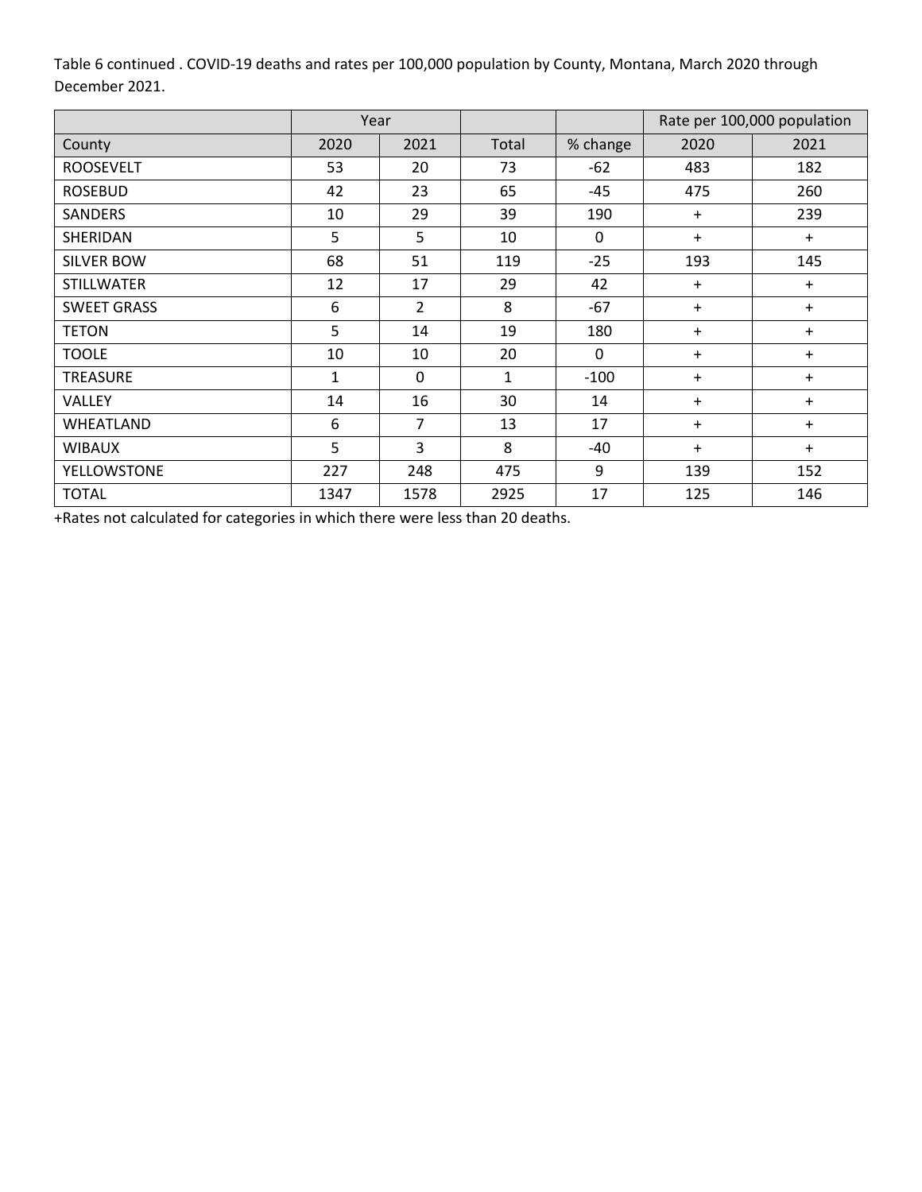Table 6 continued . COVID-19 deaths and rates per 100,000 population by County, Montana, March 2020 through December 2021.

| | Year | | | | Rate per 100,000 population | |
|---|---|---|---|---|---|---|
| County | 2020 | 2021 | Total | % change | 2020 | 2021 |
| ROOSEVELT | 53 | 20 | 73 | -62 | 483 | 182 |
| ROSEBUD | 42 | 23 | 65 | -45 | 475 | 260 |
| SANDERS | 10 | 29 | 39 | 190 | + | 239 |
| SHERIDAN | 5 | 5 | 10 | 0 | + | + |
| SILVER BOW | 68 | 51 | 119 | -25 | 193 | 145 |
| STILLWATER | 12 | 17 | 29 | 42 | + | + |
| SWEET GRASS | 6 | 2 | 8 | -67 | + | + |
| TETON | 5 | 14 | 19 | 180 | + | + |
| TOOLE | 10 | 10 | 20 | 0 | + | + |
| TREASURE | 1 | 0 | 1 | -100 | + | + |
| VALLEY | 14 | 16 | 30 | 14 | + | + |
| WHEATLAND | 6 | 7 | 13 | 17 | + | + |
| WIBAUX | 5 | 3 | 8 | -40 | + | + |
| YELLOWSTONE | 227 | 248 | 475 | 9 | 139 | 152 |
| TOTAL | 1347 | 1578 | 2925 | 17 | 125 | 146 |

+Rates not calculated for categories in which there were less than 20 deaths.